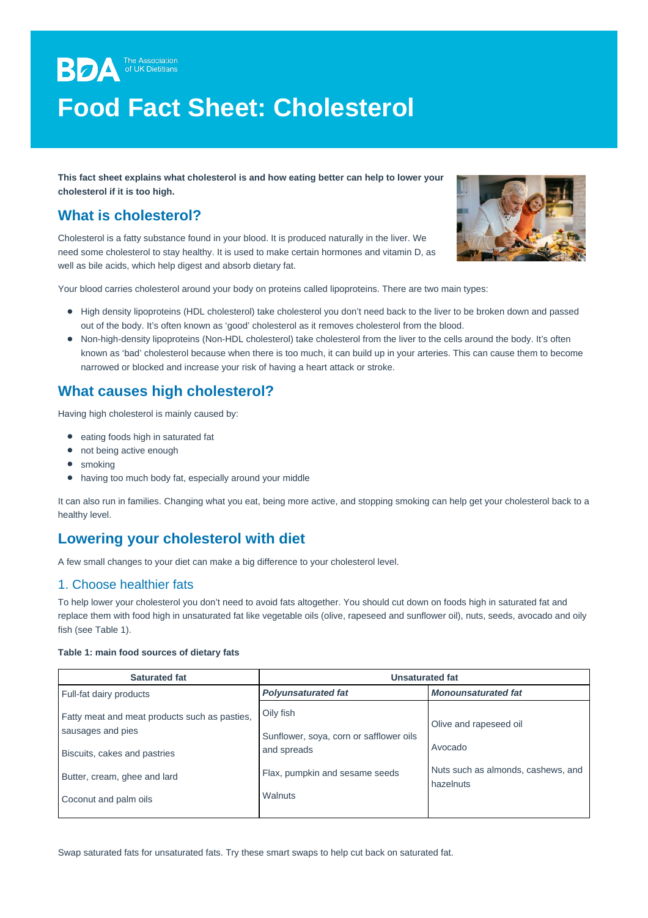BDA The Association of UK Dietitians

# Food Fact Sheet: Cholesterol

**This fact sheet explains what cholesterol is and how eating better can help to lower your cholesterol if it is too high.**

## What is cholesterol?

Cholesterol is a fatty substance found in your blood. It is produced naturally in the liver. We need some cholesterol to stay healthy. It is used to make certain hormones and vitamin D, as well as bile acids, which help digest and absorb dietary fat.

Your blood carries cholesterol around your body on proteins called lipoproteins. There are two main types:

- High density lipoproteins (HDL cholesterol) take cholesterol you don't need back to the liver to be broken down and passed out of the body. It's often known as 'good' cholesterol as it removes cholesterol from the blood.
- Non-high-density lipoproteins (Non-HDL cholesterol) take cholesterol from the liver to the cells around the body. It's often known as 'bad' cholesterol because when there is too much, it can build up in your arteries. This can cause them to become narrowed or blocked and increase your risk of having a heart attack or stroke.

## What causes high cholesterol?

Having high cholesterol is mainly caused by:

- eating foods high in saturated fat
- not being active enough
- smoking
- having too much body fat, especially around your middle

It can also run in families. Changing what you eat, being more active, and stopping smoking can help get your cholesterol back to a healthy level.

## Lowering your cholesterol with diet

A few small changes to your diet can make a big difference to your cholesterol level.

### 1. Choose healthier fats

To help lower your cholesterol you don't need to avoid fats altogether. You should cut down on foods high in saturated fat and replace them with food high in unsaturated fat like vegetable oils (olive, rapeseed and sunflower oil), nuts, seeds, avocado and oily fish (see Table 1).

**Table 1: main food sources of dietary fats**

| Saturated fat | Unsaturated fat | |
|---|---|---|
| | ***Polyunsaturated fat*** | ***Monounsaturated fat*** |
| Full-fat dairy products | Oily fish | Olive and rapeseed oil |
| Fatty meat and meat products such as pasties, sausages and pies | Sunflower, soya, corn or safflower oils and spreads | Avocado |
| Biscuits, cakes and pastries | Flax, pumpkin and sesame seeds | Nuts such as almonds, cashews, and hazelnuts |
| Butter, cream, ghee and lard | Walnuts | |
| Coconut and palm oils | | |

Swap saturated fats for unsaturated fats. Try these smart swaps to help cut back on saturated fat.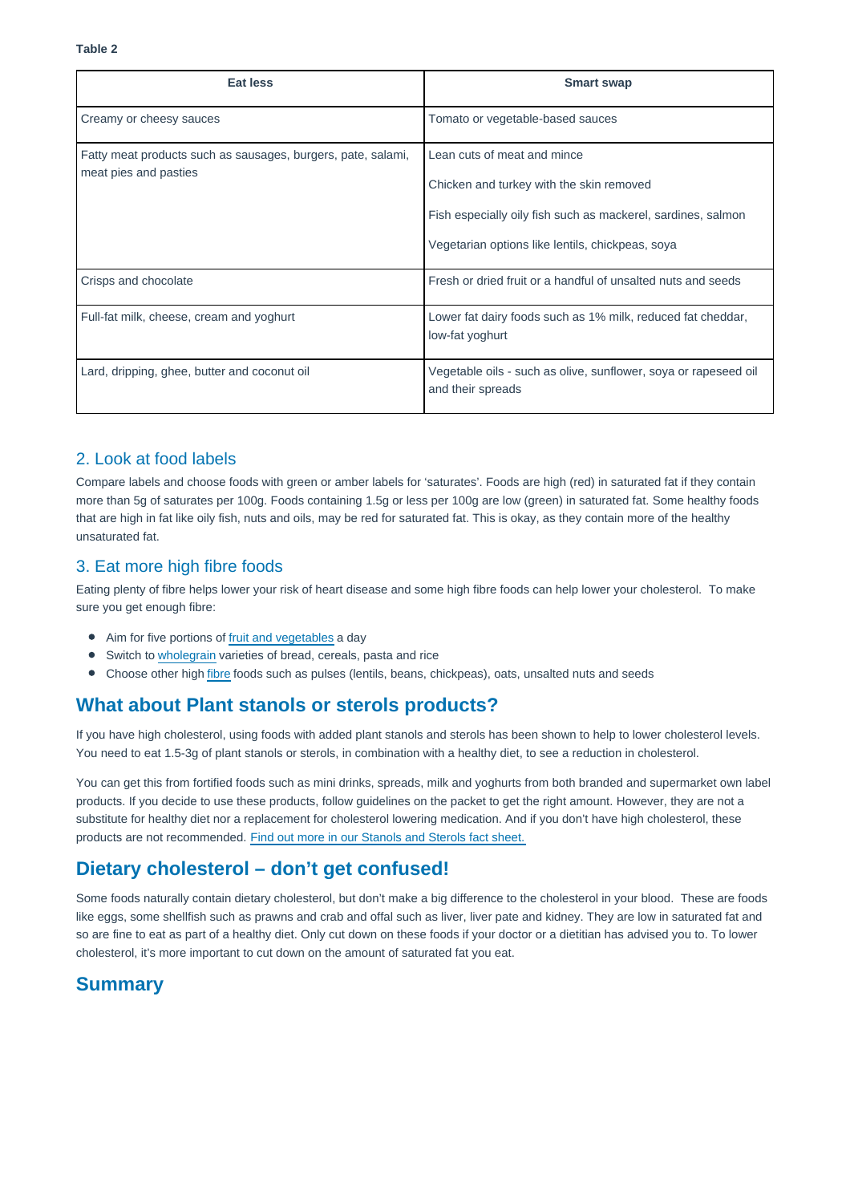**Table 2**

| Eat less | Smart swap |
|---|---|
| Creamy or cheesy sauces | Tomato or vegetable-based sauces |
| Fatty meat products such as sausages, burgers, pate, salami, meat pies and pasties | Lean cuts of meat and mince<br><br>Chicken and turkey with the skin removed<br><br>Fish especially oily fish such as mackerel, sardines, salmon<br><br>Vegetarian options like lentils, chickpeas, soya |
| Crisps and chocolate | Fresh or dried fruit or a handful of unsalted nuts and seeds |
| Full-fat milk, cheese, cream and yoghurt | Lower fat dairy foods such as 1% milk, reduced fat cheddar, low-fat yoghurt |
| Lard, dripping, ghee, butter and coconut oil | Vegetable oils - such as olive, sunflower, soya or rapeseed oil and their spreads |

### 2. Look at food labels

Compare labels and choose foods with green or amber labels for 'saturates'. Foods are high (red) in saturated fat if they contain more than 5g of saturates per 100g. Foods containing 1.5g or less per 100g are low (green) in saturated fat. Some healthy foods that are high in fat like oily fish, nuts and oils, may be red for saturated fat. This is okay, as they contain more of the healthy unsaturated fat.

### 3. Eat more high fibre foods

Eating plenty of fibre helps lower your risk of heart disease and some high fibre foods can help lower your cholesterol. To make sure you get enough fibre:

- Aim for five portions of fruit and vegetables a day
- Switch to wholegrain varieties of bread, cereals, pasta and rice
- Choose other high fibre foods such as pulses (lentils, beans, chickpeas), oats, unsalted nuts and seeds

## What about Plant stanols or sterols products?

If you have high cholesterol, using foods with added plant stanols and sterols has been shown to help to lower cholesterol levels. You need to eat 1.5-3g of plant stanols or sterols, in combination with a healthy diet, to see a reduction in cholesterol.

You can get this from fortified foods such as mini drinks, spreads, milk and yoghurts from both branded and supermarket own label products. If you decide to use these products, follow guidelines on the packet to get the right amount. However, they are not a substitute for healthy diet nor a replacement for cholesterol lowering medication. And if you don't have high cholesterol, these products are not recommended. Find out more in our Stanols and Sterols fact sheet.

## Dietary cholesterol – don't get confused!

Some foods naturally contain dietary cholesterol, but don't make a big difference to the cholesterol in your blood. These are foods like eggs, some shellfish such as prawns and crab and offal such as liver, liver pate and kidney. They are low in saturated fat and so are fine to eat as part of a healthy diet. Only cut down on these foods if your doctor or a dietitian has advised you to. To lower cholesterol, it's more important to cut down on the amount of saturated fat you eat.

## Summary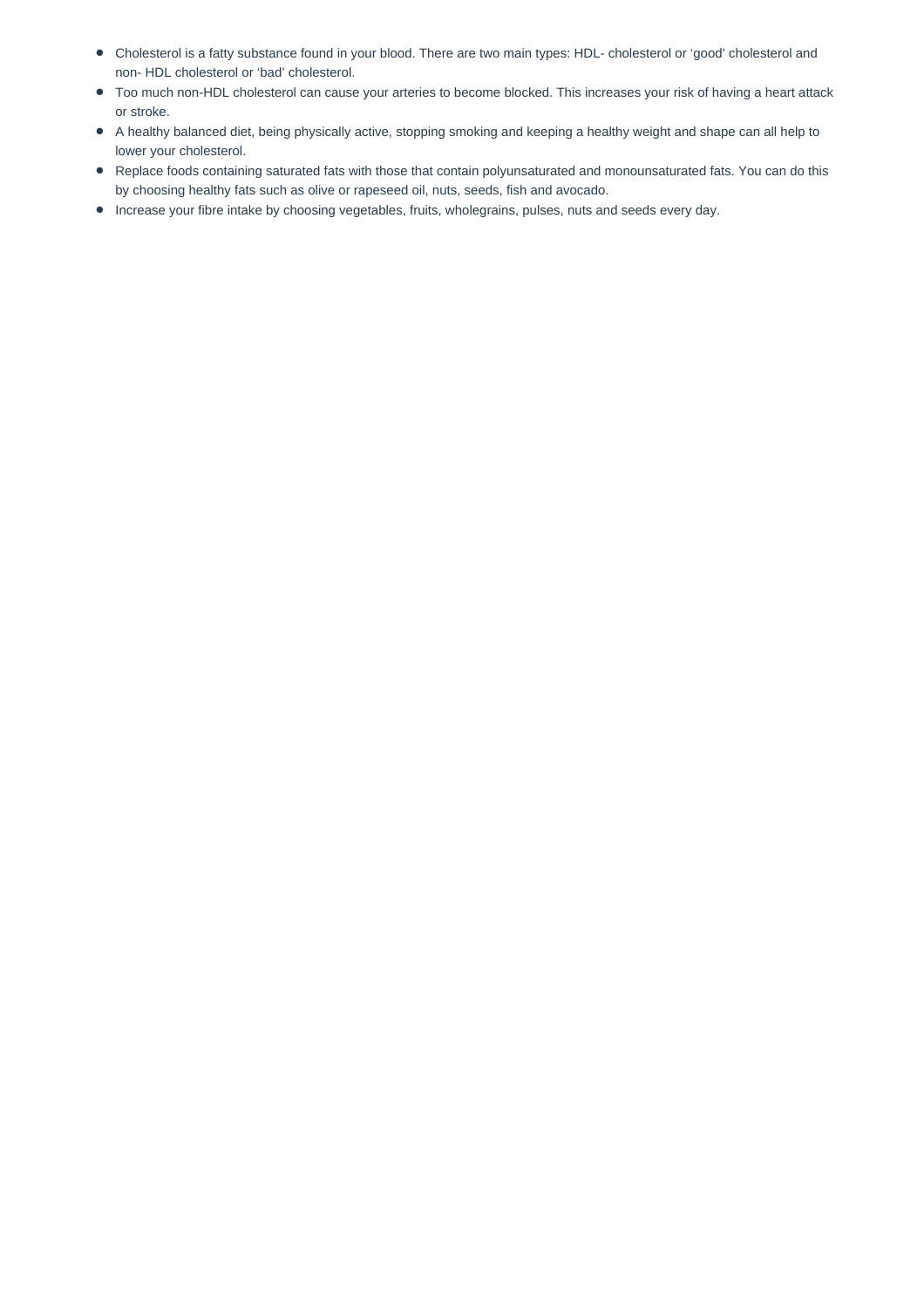- Cholesterol is a fatty substance found in your blood. There are two main types: HDL- cholesterol or ‘good’ cholesterol and non- HDL cholesterol or ‘bad’ cholesterol.
- Too much non-HDL cholesterol can cause your arteries to become blocked. This increases your risk of having a heart attack or stroke.
- A healthy balanced diet, being physically active, stopping smoking and keeping a healthy weight and shape can all help to lower your cholesterol.
- Replace foods containing saturated fats with those that contain polyunsaturated and monounsaturated fats. You can do this by choosing healthy fats such as olive or rapeseed oil, nuts, seeds, fish and avocado.
- Increase your fibre intake by choosing vegetables, fruits, wholegrains, pulses, nuts and seeds every day.